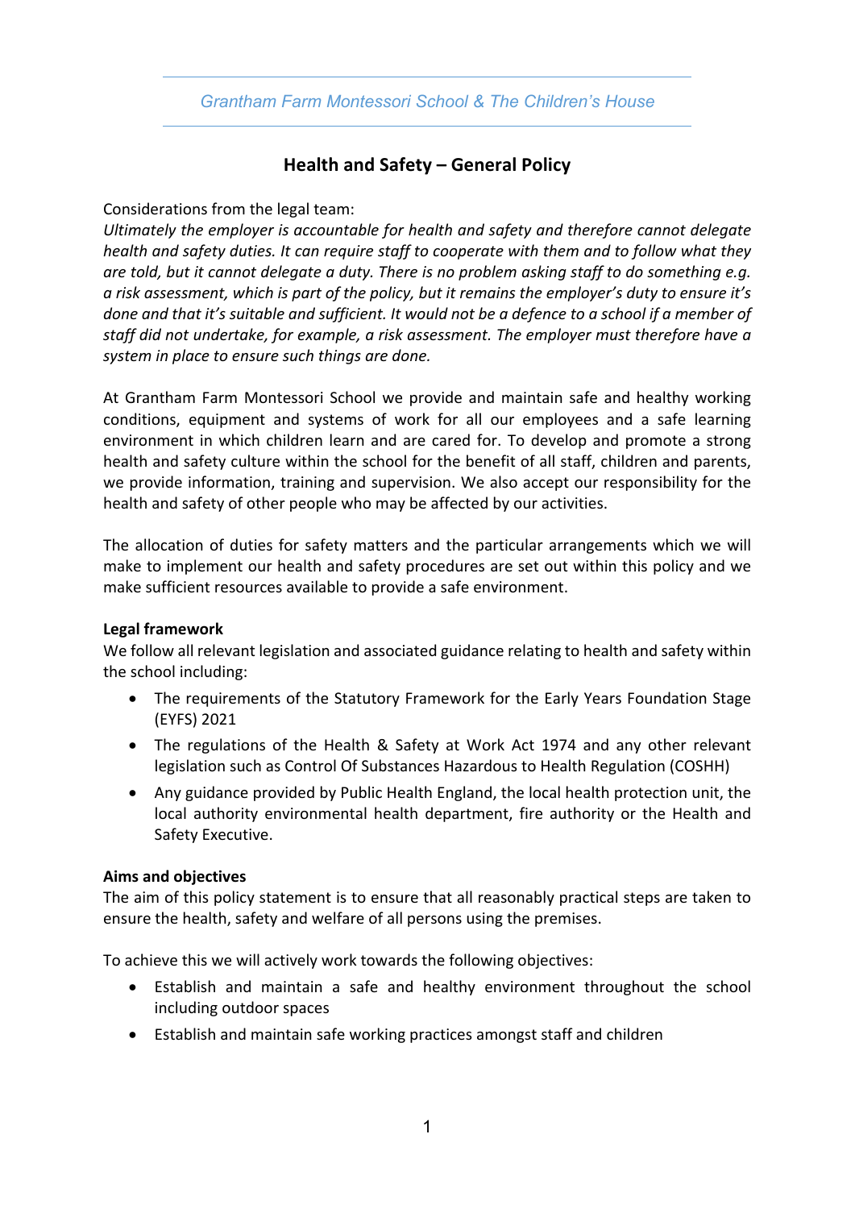Grantham Farm Montessori School & The Children's House

# Health and Safety – General Policy

Considerations from the legal team:

*Ultimately the employer is accountable for health and safety and therefore cannot delegate health and safety duties. It can require staff to cooperate with them and to follow what they are told, but it cannot delegate a duty. There is no problem asking staff to do something e.g. a risk assessment, which is part of the policy, but it remains the employer's duty to ensure it's done and that it's suitable and sufficient. It would not be a defence to a school if a member of staff did not undertake, for example, a risk assessment. The employer must therefore have a system in place to ensure such things are done.*

At Grantham Farm Montessori School we provide and maintain safe and healthy working conditions, equipment and systems of work for all our employees and a safe learning environment in which children learn and are cared for. To develop and promote a strong health and safety culture within the school for the benefit of all staff, children and parents, we provide information, training and supervision. We also accept our responsibility for the health and safety of other people who may be affected by our activities.

The allocation of duties for safety matters and the particular arrangements which we will make to implement our health and safety procedures are set out within this policy and we make sufficient resources available to provide a safe environment.

**Legal framework**

We follow all relevant legislation and associated guidance relating to health and safety within the school including:

- The requirements of the Statutory Framework for the Early Years Foundation Stage (EYFS) 2021
- The regulations of the Health & Safety at Work Act 1974 and any other relevant legislation such as Control Of Substances Hazardous to Health Regulation (COSHH)
- Any guidance provided by Public Health England, the local health protection unit, the local authority environmental health department, fire authority or the Health and Safety Executive.

**Aims and objectives**

The aim of this policy statement is to ensure that all reasonably practical steps are taken to ensure the health, safety and welfare of all persons using the premises.

To achieve this we will actively work towards the following objectives:

- Establish and maintain a safe and healthy environment throughout the school including outdoor spaces
- Establish and maintain safe working practices amongst staff and children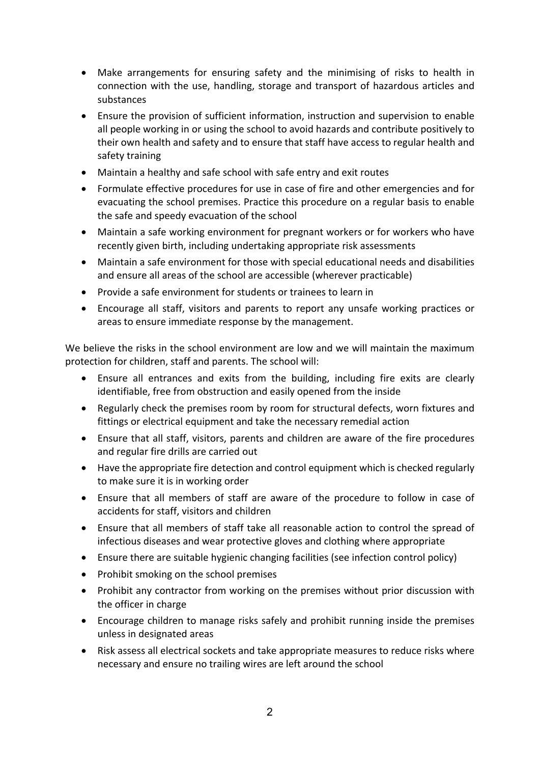- Make arrangements for ensuring safety and the minimising of risks to health in connection with the use, handling, storage and transport of hazardous articles and substances
- Ensure the provision of sufficient information, instruction and supervision to enable all people working in or using the school to avoid hazards and contribute positively to their own health and safety and to ensure that staff have access to regular health and safety training
- Maintain a healthy and safe school with safe entry and exit routes
- Formulate effective procedures for use in case of fire and other emergencies and for evacuating the school premises. Practice this procedure on a regular basis to enable the safe and speedy evacuation of the school
- Maintain a safe working environment for pregnant workers or for workers who have recently given birth, including undertaking appropriate risk assessments
- Maintain a safe environment for those with special educational needs and disabilities and ensure all areas of the school are accessible (wherever practicable)
- Provide a safe environment for students or trainees to learn in
- Encourage all staff, visitors and parents to report any unsafe working practices or areas to ensure immediate response by the management.

We believe the risks in the school environment are low and we will maintain the maximum protection for children, staff and parents. The school will:

- Ensure all entrances and exits from the building, including fire exits are clearly identifiable, free from obstruction and easily opened from the inside
- Regularly check the premises room by room for structural defects, worn fixtures and fittings or electrical equipment and take the necessary remedial action
- Ensure that all staff, visitors, parents and children are aware of the fire procedures and regular fire drills are carried out
- Have the appropriate fire detection and control equipment which is checked regularly to make sure it is in working order
- Ensure that all members of staff are aware of the procedure to follow in case of accidents for staff, visitors and children
- Ensure that all members of staff take all reasonable action to control the spread of infectious diseases and wear protective gloves and clothing where appropriate
- Ensure there are suitable hygienic changing facilities (see infection control policy)
- Prohibit smoking on the school premises
- Prohibit any contractor from working on the premises without prior discussion with the officer in charge
- Encourage children to manage risks safely and prohibit running inside the premises unless in designated areas
- Risk assess all electrical sockets and take appropriate measures to reduce risks where necessary and ensure no trailing wires are left around the school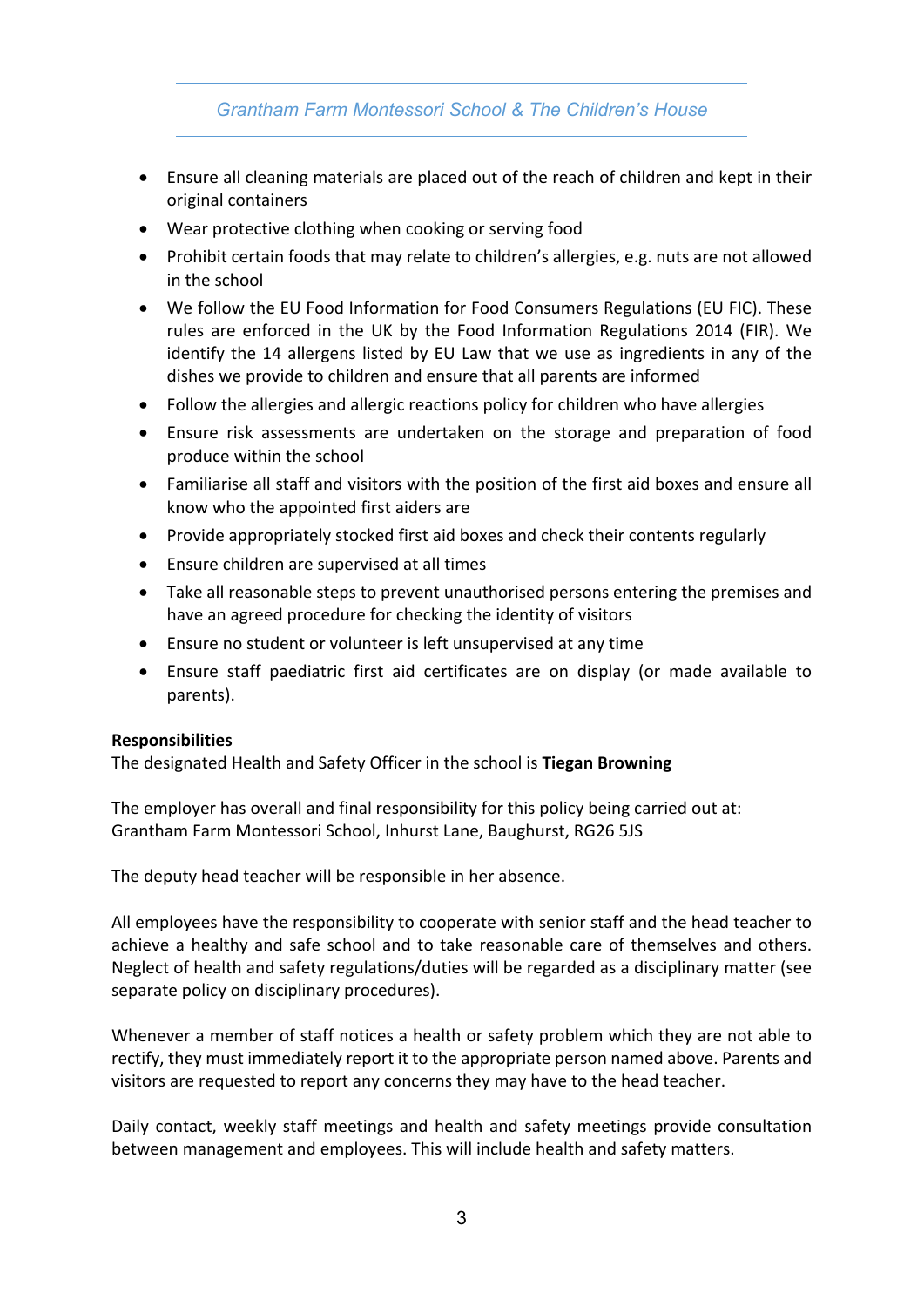- Ensure all cleaning materials are placed out of the reach of children and kept in their original containers
- Wear protective clothing when cooking or serving food
- Prohibit certain foods that may relate to children's allergies, e.g. nuts are not allowed in the school
- We follow the EU Food Information for Food Consumers Regulations (EU FIC). These rules are enforced in the UK by the Food Information Regulations 2014 (FIR). We identify the 14 allergens listed by EU Law that we use as ingredients in any of the dishes we provide to children and ensure that all parents are informed
- Follow the allergies and allergic reactions policy for children who have allergies
- Ensure risk assessments are undertaken on the storage and preparation of food produce within the school
- Familiarise all staff and visitors with the position of the first aid boxes and ensure all know who the appointed first aiders are
- Provide appropriately stocked first aid boxes and check their contents regularly
- Ensure children are supervised at all times
- Take all reasonable steps to prevent unauthorised persons entering the premises and have an agreed procedure for checking the identity of visitors
- Ensure no student or volunteer is left unsupervised at any time
- Ensure staff paediatric first aid certificates are on display (or made available to parents).

**Responsibilities**
The designated Health and Safety Officer in the school is **Tiegan Browning**

The employer has overall and final responsibility for this policy being carried out at:
Grantham Farm Montessori School, Inhurst Lane, Baughurst, RG26 5JS

The deputy head teacher will be responsible in her absence.

All employees have the responsibility to cooperate with senior staff and the head teacher to achieve a healthy and safe school and to take reasonable care of themselves and others. Neglect of health and safety regulations/duties will be regarded as a disciplinary matter (see separate policy on disciplinary procedures).

Whenever a member of staff notices a health or safety problem which they are not able to rectify, they must immediately report it to the appropriate person named above. Parents and visitors are requested to report any concerns they may have to the head teacher.

Daily contact, weekly staff meetings and health and safety meetings provide consultation between management and employees. This will include health and safety matters.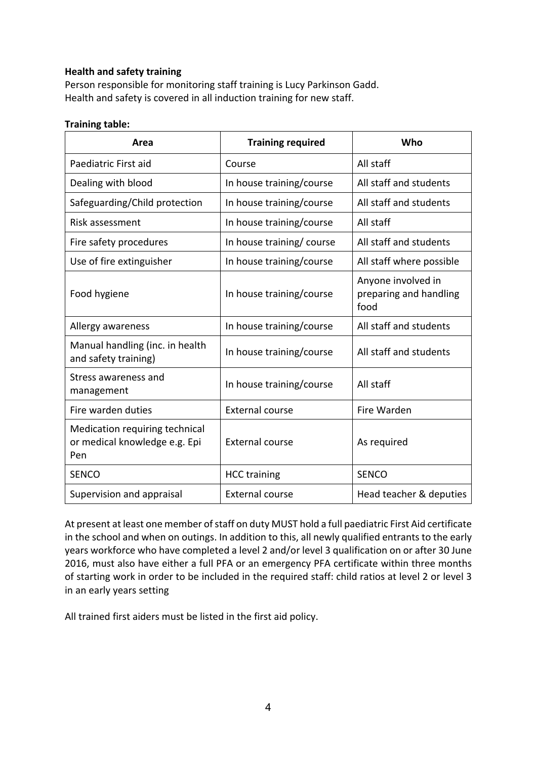**Health and safety training**

Person responsible for monitoring staff training is Lucy Parkinson Gadd.
Health and safety is covered in all induction training for new staff.

**Training table:**

| Area | Training required | Who |
|---|---|---|
| Paediatric First aid | Course | All staff |
| Dealing with blood | In house training/course | All staff and students |
| Safeguarding/Child protection | In house training/course | All staff and students |
| Risk assessment | In house training/course | All staff |
| Fire safety procedures | In house training/ course | All staff and students |
| Use of fire extinguisher | In house training/course | All staff where possible |
| Food hygiene | In house training/course | Anyone involved in preparing and handling food |
| Allergy awareness | In house training/course | All staff and students |
| Manual handling (inc. in health and safety training) | In house training/course | All staff and students |
| Stress awareness and management | In house training/course | All staff |
| Fire warden duties | External course | Fire Warden |
| Medication requiring technical or medical knowledge e.g. Epi Pen | External course | As required |
| SENCO | HCC training | SENCO |
| Supervision and appraisal | External course | Head teacher & deputies |

At present at least one member of staff on duty MUST hold a full paediatric First Aid certificate in the school and when on outings. In addition to this, all newly qualified entrants to the early years workforce who have completed a level 2 and/or level 3 qualification on or after 30 June 2016, must also have either a full PFA or an emergency PFA certificate within three months of starting work in order to be included in the required staff: child ratios at level 2 or level 3 in an early years setting

All trained first aiders must be listed in the first aid policy.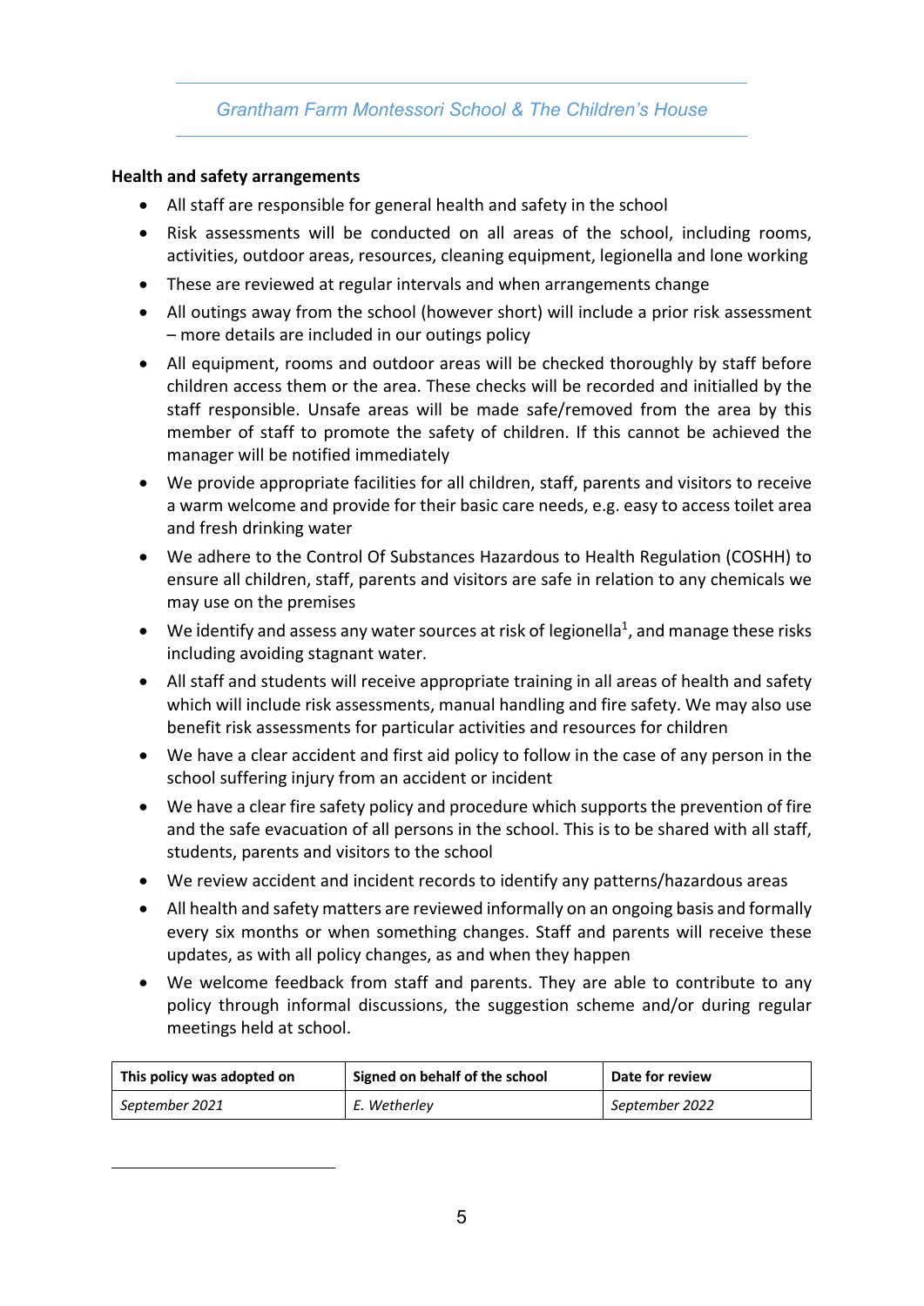**Health and safety arrangements**

- All staff are responsible for general health and safety in the school
- Risk assessments will be conducted on all areas of the school, including rooms, activities, outdoor areas, resources, cleaning equipment, legionella and lone working
- These are reviewed at regular intervals and when arrangements change
- All outings away from the school (however short) will include a prior risk assessment – more details are included in our outings policy
- All equipment, rooms and outdoor areas will be checked thoroughly by staff before children access them or the area. These checks will be recorded and initialled by the staff responsible. Unsafe areas will be made safe/removed from the area by this member of staff to promote the safety of children. If this cannot be achieved the manager will be notified immediately
- We provide appropriate facilities for all children, staff, parents and visitors to receive a warm welcome and provide for their basic care needs, e.g. easy to access toilet area and fresh drinking water
- We adhere to the Control Of Substances Hazardous to Health Regulation (COSHH) to ensure all children, staff, parents and visitors are safe in relation to any chemicals we may use on the premises
- We identify and assess any water sources at risk of legionella[1], and manage these risks including avoiding stagnant water.
- All staff and students will receive appropriate training in all areas of health and safety which will include risk assessments, manual handling and fire safety. We may also use benefit risk assessments for particular activities and resources for children
- We have a clear accident and first aid policy to follow in the case of any person in the school suffering injury from an accident or incident
- We have a clear fire safety policy and procedure which supports the prevention of fire and the safe evacuation of all persons in the school. This is to be shared with all staff, students, parents and visitors to the school
- We review accident and incident records to identify any patterns/hazardous areas
- All health and safety matters are reviewed informally on an ongoing basis and formally every six months or when something changes. Staff and parents will receive these updates, as with all policy changes, as and when they happen
- We welcome feedback from staff and parents. They are able to contribute to any policy through informal discussions, the suggestion scheme and/or during regular meetings held at school.

| This policy was adopted on | Signed on behalf of the school | Date for review |
|---|---|---|
| *September 2021* | *E. Wetherley* | *September 2022* |